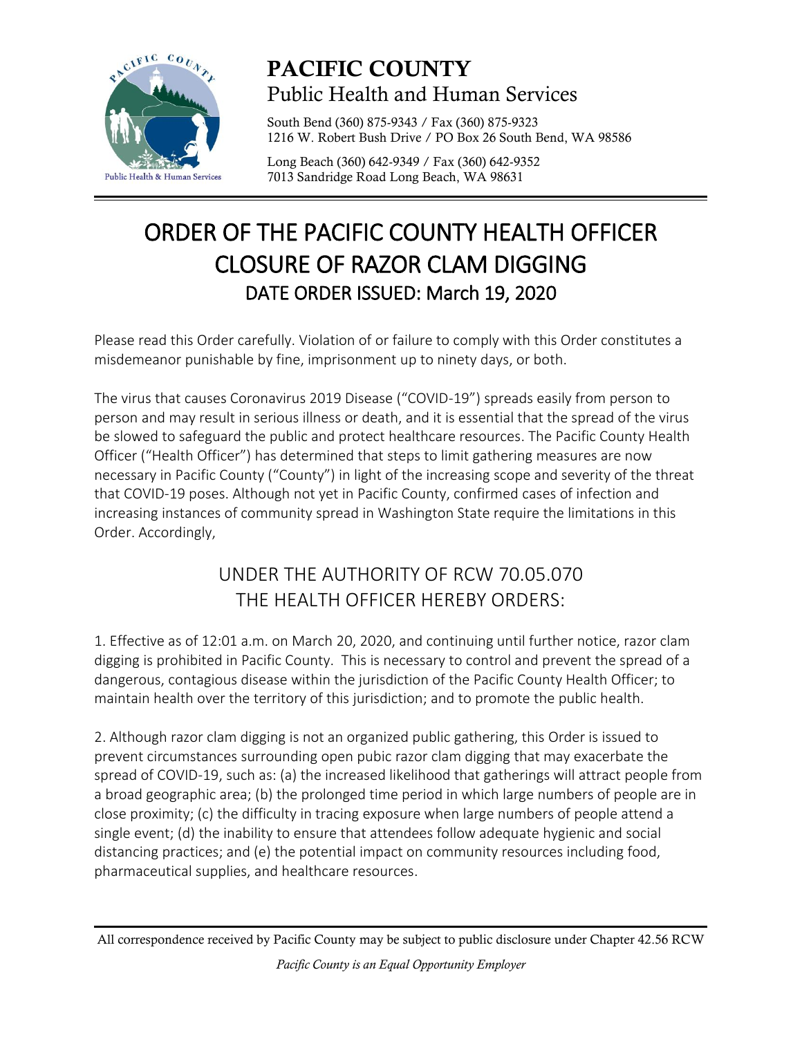# PACIFIC COUNTY

Public Health and Human Services

South Bend (360) 875-9343 / Fax (360) 875-9323
1216 W. Robert Bush Drive / PO Box 26 South Bend, WA 98586

Long Beach (360) 642-9349 / Fax (360) 642-9352
7013 Sandridge Road Long Beach, WA 98631

# ORDER OF THE PACIFIC COUNTY HEALTH OFFICER CLOSURE OF RAZOR CLAM DIGGING

## DATE ORDER ISSUED: March 19, 2020

Please read this Order carefully. Violation of or failure to comply with this Order constitutes a misdemeanor punishable by fine, imprisonment up to ninety days, or both.

The virus that causes Coronavirus 2019 Disease ("COVID-19") spreads easily from person to person and may result in serious illness or death, and it is essential that the spread of the virus be slowed to safeguard the public and protect healthcare resources. The Pacific County Health Officer ("Health Officer") has determined that steps to limit gathering measures are now necessary in Pacific County ("County") in light of the increasing scope and severity of the threat that COVID-19 poses. Although not yet in Pacific County, confirmed cases of infection and increasing instances of community spread in Washington State require the limitations in this Order. Accordingly,

## UNDER THE AUTHORITY OF RCW 70.05.070 THE HEALTH OFFICER HEREBY ORDERS:

1. Effective as of 12:01 a.m. on March 20, 2020, and continuing until further notice, razor clam digging is prohibited in Pacific County. This is necessary to control and prevent the spread of a dangerous, contagious disease within the jurisdiction of the Pacific County Health Officer; to maintain health over the territory of this jurisdiction; and to promote the public health.

2. Although razor clam digging is not an organized public gathering, this Order is issued to prevent circumstances surrounding open pubic razor clam digging that may exacerbate the spread of COVID-19, such as: (a) the increased likelihood that gatherings will attract people from a broad geographic area; (b) the prolonged time period in which large numbers of people are in close proximity; (c) the difficulty in tracing exposure when large numbers of people attend a single event; (d) the inability to ensure that attendees follow adequate hygienic and social distancing practices; and (e) the potential impact on community resources including food, pharmaceutical supplies, and healthcare resources.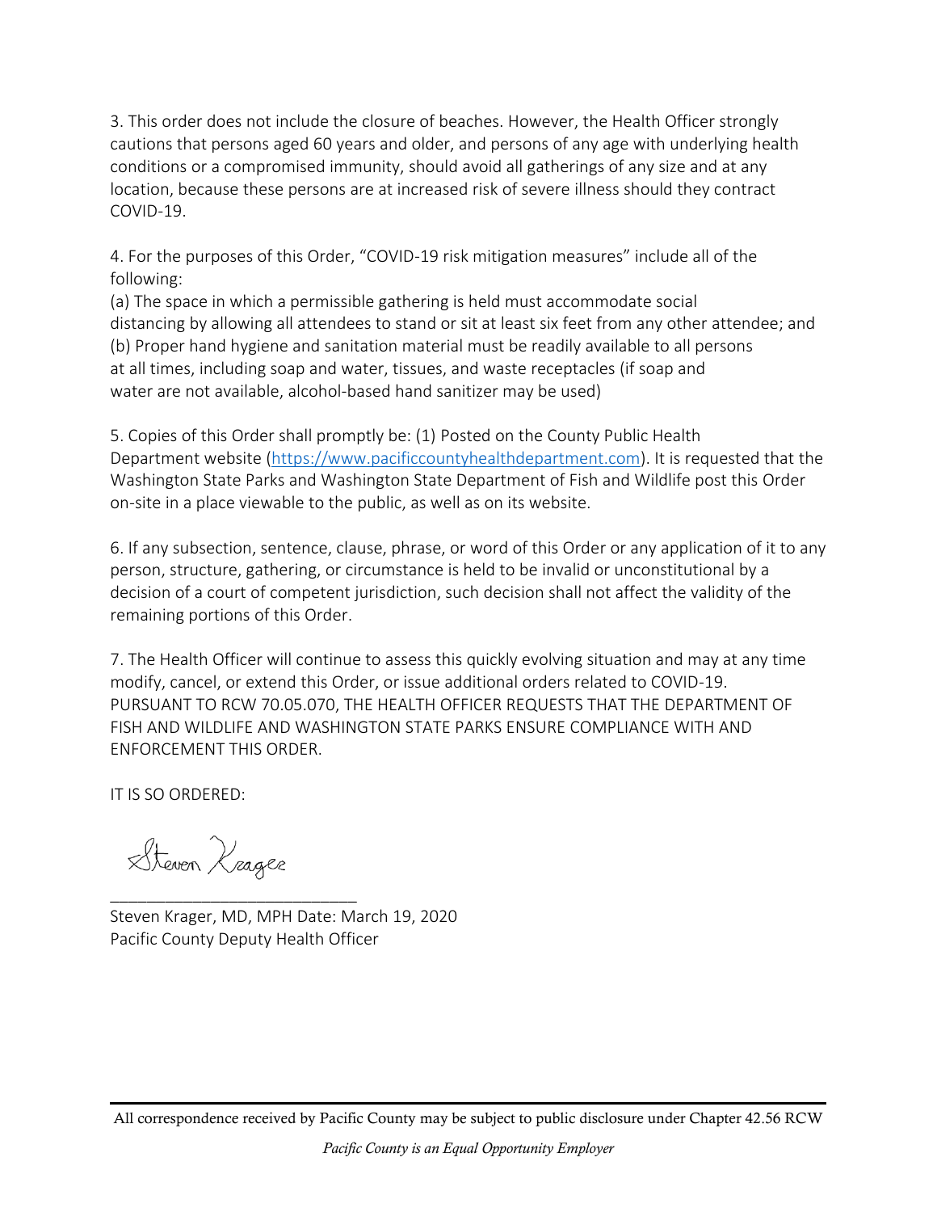3. This order does not include the closure of beaches. However, the Health Officer strongly cautions that persons aged 60 years and older, and persons of any age with underlying health conditions or a compromised immunity, should avoid all gatherings of any size and at any location, because these persons are at increased risk of severe illness should they contract COVID-19.

4. For the purposes of this Order, "COVID-19 risk mitigation measures" include all of the following:
(a) The space in which a permissible gathering is held must accommodate social distancing by allowing all attendees to stand or sit at least six feet from any other attendee; and
(b) Proper hand hygiene and sanitation material must be readily available to all persons at all times, including soap and water, tissues, and waste receptacles (if soap and water are not available, alcohol-based hand sanitizer may be used)

5. Copies of this Order shall promptly be: (1) Posted on the County Public Health Department website (https://www.pacificcountyhealthdepartment.com). It is requested that the Washington State Parks and Washington State Department of Fish and Wildlife post this Order on-site in a place viewable to the public, as well as on its website.

6. If any subsection, sentence, clause, phrase, or word of this Order or any application of it to any person, structure, gathering, or circumstance is held to be invalid or unconstitutional by a decision of a court of competent jurisdiction, such decision shall not affect the validity of the remaining portions of this Order.

7. The Health Officer will continue to assess this quickly evolving situation and may at any time modify, cancel, or extend this Order, or issue additional orders related to COVID-19. PURSUANT TO RCW 70.05.070, THE HEALTH OFFICER REQUESTS THAT THE DEPARTMENT OF FISH AND WILDLIFE AND WASHINGTON STATE PARKS ENSURE COMPLIANCE WITH AND ENFORCEMENT THIS ORDER.

IT IS SO ORDERED:

Steven Krager

\_\_\_\_\_\_\_\_\_\_\_\_\_\_\_\_\_\_\_\_\_\_\_\_\_\_\_\_

Steven Krager, MD, MPH Date: March 19, 2020
Pacific County Deputy Health Officer

All correspondence received by Pacific County may be subject to public disclosure under Chapter 42.56 RCW

*Pacific County is an Equal Opportunity Employer*